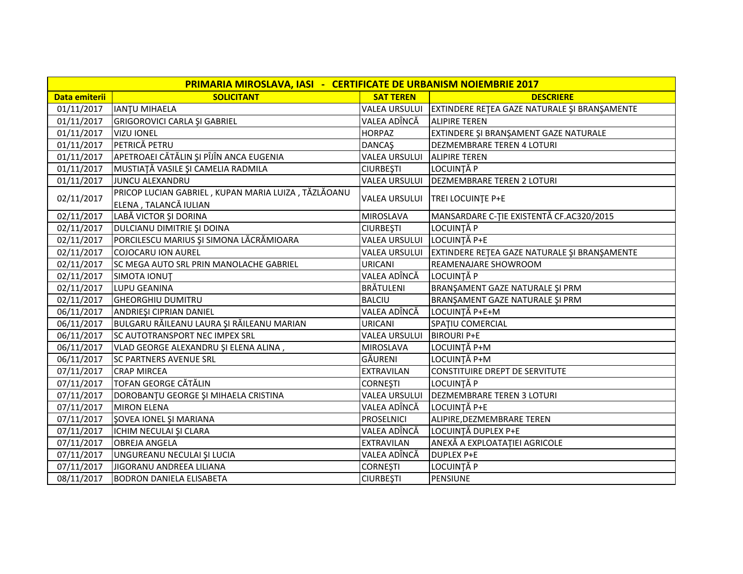| PRIMARIA MIROSLAVA, IASI - CERTIFICATE DE URBANISM NOIEMBRIE 2017 | | | |
|---|---|---|---|
| **Data emiterii** | **SOLICITANT** | **SAT TEREN** | **DESCRIERE** |
| 01/11/2017 | IANŢU MIHAELA | VALEA URSULUI | EXTINDERE REŢEA GAZE NATURALE ŞI BRANŞAMENTE |
| 01/11/2017 | GRIGOROVICI CARLA ŞI GABRIEL | VALEA ADÎNCĂ | ALIPIRE TEREN |
| 01/11/2017 | VIZU IONEL | HORPAZ | EXTINDERE ŞI BRANŞAMENT GAZE NATURALE |
| 01/11/2017 | PETRICĂ PETRU | DANCAŞ | DEZMEMBRARE TEREN 4 LOTURI |
| 01/11/2017 | APETROAEI CĂTĂLIN ŞI PÎJÎN ANCA EUGENIA | VALEA URSULUI | ALIPIRE TEREN |
| 01/11/2017 | MUSTIAŢĂ VASILE ŞI CAMELIA RADMILA | CIURBEŞTI | LOCUINŢĂ P |
| 01/11/2017 | JUNCU ALEXANDRU | VALEA URSULUI | DEZMEMBRARE TEREN 2 LOTURI |
| 02/11/2017 | PRICOP LUCIAN GABRIEL , KUPAN MARIA LUIZA , TĂZLĂOANU ELENA , TALANCĂ IULIAN | VALEA URSULUI | TREI LOCUINŢE P+E |
| 02/11/2017 | LABĂ VICTOR ŞI DORINA | MIROSLAVA | MANSARDARE C-ŢIE EXISTENTĂ CF.AC320/2015 |
| 02/11/2017 | DULCIANU DIMITRIE ŞI DOINA | CIURBEŞTI | LOCUINŢĂ P |
| 02/11/2017 | PORCILESCU MARIUS ŞI SIMONA LĂCRĂMIOARA | VALEA URSULUI | LOCUINŢĂ P+E |
| 02/11/2017 | COJOCARU ION AUREL | VALEA URSULUI | EXTINDERE REŢEA GAZE NATURALE ŞI BRANŞAMENTE |
| 02/11/2017 | SC MEGA AUTO SRL PRIN MANOLACHE GABRIEL | URICANI | REAMENAJARE SHOWROOM |
| 02/11/2017 | SIMOTA IONUŢ | VALEA ADÎNCĂ | LOCUINŢĂ P |
| 02/11/2017 | LUPU GEANINA | BRĂTULENI | BRANŞAMENT GAZE NATURALE ŞI PRM |
| 02/11/2017 | GHEORGHIU DUMITRU | BALCIU | BRANŞAMENT GAZE NATURALE ŞI PRM |
| 06/11/2017 | ANDRIEŞI CIPRIAN DANIEL | VALEA ADÎNCĂ | LOCUINŢĂ P+E+M |
| 06/11/2017 | BULGARU RĂILEANU LAURA ŞI RĂILEANU MARIAN | URICANI | SPAŢIU COMERCIAL |
| 06/11/2017 | SC AUTOTRANSPORT NEC IMPEX SRL | VALEA URSULUI | BIROURI P+E |
| 06/11/2017 | VLAD GEORGE ALEXANDRU ŞI ELENA ALINA , | MIROSLAVA | LOCUINŢĂ P+M |
| 06/11/2017 | SC PARTNERS AVENUE SRL | GĂURENI | LOCUINŢĂ P+M |
| 07/11/2017 | CRAP MIRCEA | EXTRAVILAN | CONSTITUIRE DREPT DE SERVITUTE |
| 07/11/2017 | TOFAN GEORGE CĂTĂLIN | CORNEŞTI | LOCUINŢĂ P |
| 07/11/2017 | DOROBANŢU GEORGE ŞI MIHAELA CRISTINA | VALEA URSULUI | DEZMEMBRARE TEREN 3 LOTURI |
| 07/11/2017 | MIRON ELENA | VALEA ADÎNCĂ | LOCUINŢĂ P+E |
| 07/11/2017 | ŞOVEA IONEL ŞI MARIANA | PROSELNICI | ALIPIRE,DEZMEMBRARE TEREN |
| 07/11/2017 | ICHIM NECULAI ŞI CLARA | VALEA ADÎNCĂ | LOCUINŢĂ DUPLEX P+E |
| 07/11/2017 | OBREJA ANGELA | EXTRAVILAN | ANEXĂ A EXPLOATAŢIEI AGRICOLE |
| 07/11/2017 | UNGUREANU NECULAI ŞI LUCIA | VALEA ADÎNCĂ | DUPLEX P+E |
| 07/11/2017 | JIGORANU ANDREEA LILIANA | CORNEŞTI | LOCUINŢĂ P |
| 08/11/2017 | BODRON DANIELA ELISABETA | CIURBEŞTI | PENSIUNE |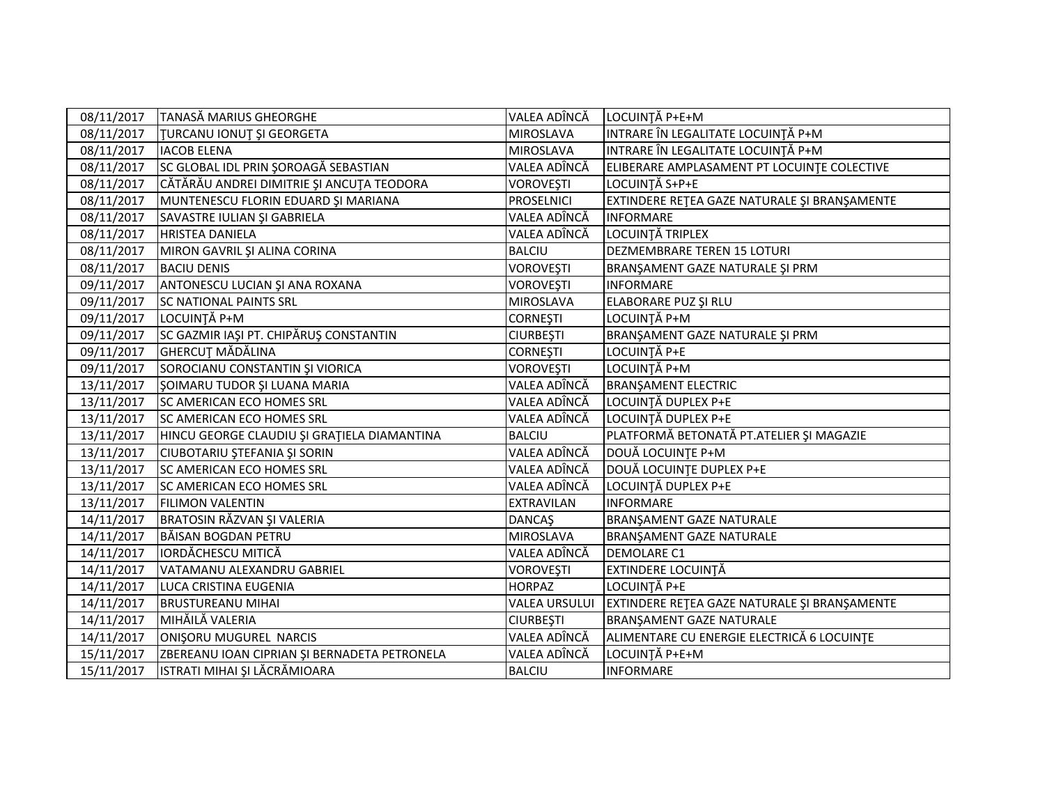| | | | |
|---|---|---|---|
| 08/11/2017 | TANASĂ MARIUS GHEORGHE | VALEA ADÎNCĂ | LOCUINŢĂ P+E+M |
| 08/11/2017 | ŢURCANU IONUŢ ŞI GEORGETA | MIROSLAVA | INTRARE ÎN LEGALITATE LOCUINŢĂ P+M |
| 08/11/2017 | IACOB ELENA | MIROSLAVA | INTRARE ÎN LEGALITATE LOCUINŢĂ P+M |
| 08/11/2017 | SC GLOBAL IDL PRIN ŞOROAGĂ SEBASTIAN | VALEA ADÎNCĂ | ELIBERARE AMPLASAMENT PT LOCUINŢE COLECTIVE |
| 08/11/2017 | CĂTĂRĂU ANDREI DIMITRIE ŞI ANCUŢA TEODORA | VOROVEŞTI | LOCUINŢĂ S+P+E |
| 08/11/2017 | MUNTENESCU FLORIN EDUARD ŞI MARIANA | PROSELNICI | EXTINDERE REŢEA GAZE NATURALE ŞI BRANŞAMENTE |
| 08/11/2017 | SAVASTRE IULIAN ŞI GABRIELA | VALEA ADÎNCĂ | INFORMARE |
| 08/11/2017 | HRISTEA DANIELA | VALEA ADÎNCĂ | LOCUINŢĂ TRIPLEX |
| 08/11/2017 | MIRON GAVRIL ŞI ALINA CORINA | BALCIU | DEZMEMBRARE TEREN 15 LOTURI |
| 08/11/2017 | BACIU DENIS | VOROVEŞTI | BRANŞAMENT GAZE NATURALE ŞI PRM |
| 09/11/2017 | ANTONESCU LUCIAN ŞI ANA ROXANA | VOROVEŞTI | INFORMARE |
| 09/11/2017 | SC NATIONAL PAINTS SRL | MIROSLAVA | ELABORARE PUZ ŞI RLU |
| 09/11/2017 | LOCUINŢĂ P+M | CORNEŞTI | LOCUINŢĂ P+M |
| 09/11/2017 | SC GAZMIR IAŞI PT. CHIPĂRUŞ CONSTANTIN | CIURBEŞTI | BRANŞAMENT GAZE NATURALE ŞI PRM |
| 09/11/2017 | GHERCUŢ MĂDĂLINA | CORNEŞTI | LOCUINŢĂ P+E |
| 09/11/2017 | SOROCIANU CONSTANTIN ŞI VIORICA | VOROVEŞTI | LOCUINŢĂ P+M |
| 13/11/2017 | ŞOIMARU TUDOR ŞI LUANA MARIA | VALEA ADÎNCĂ | BRANŞAMENT ELECTRIC |
| 13/11/2017 | SC AMERICAN ECO HOMES SRL | VALEA ADÎNCĂ | LOCUINŢĂ DUPLEX P+E |
| 13/11/2017 | SC AMERICAN ECO HOMES SRL | VALEA ADÎNCĂ | LOCUINŢĂ DUPLEX P+E |
| 13/11/2017 | HINCU GEORGE CLAUDIU ŞI GRAŢIELA DIAMANTINA | BALCIU | PLATFORMĂ BETONATĂ PT.ATELIER ŞI MAGAZIE |
| 13/11/2017 | CIUBOTARIU ŞTEFANIA ŞI SORIN | VALEA ADÎNCĂ | DOUĂ LOCUINŢE P+M |
| 13/11/2017 | SC AMERICAN ECO HOMES SRL | VALEA ADÎNCĂ | DOUĂ LOCUINŢE DUPLEX P+E |
| 13/11/2017 | SC AMERICAN ECO HOMES SRL | VALEA ADÎNCĂ | LOCUINŢĂ DUPLEX P+E |
| 13/11/2017 | FILIMON VALENTIN | EXTRAVILAN | INFORMARE |
| 14/11/2017 | BRATOSIN RĂZVAN ŞI VALERIA | DANCAŞ | BRANŞAMENT GAZE NATURALE |
| 14/11/2017 | BĂISAN BOGDAN PETRU | MIROSLAVA | BRANŞAMENT GAZE NATURALE |
| 14/11/2017 | IORDĂCHESCU MITICĂ | VALEA ADÎNCĂ | DEMOLARE C1 |
| 14/11/2017 | VATAMANU ALEXANDRU GABRIEL | VOROVEŞTI | EXTINDERE LOCUINŢĂ |
| 14/11/2017 | LUCA CRISTINA EUGENIA | HORPAZ | LOCUINŢĂ P+E |
| 14/11/2017 | BRUSTUREANU MIHAI | VALEA URSULUI | EXTINDERE REŢEA GAZE NATURALE ŞI BRANŞAMENTE |
| 14/11/2017 | MIHĂILĂ VALERIA | CIURBEŞTI | BRANŞAMENT GAZE NATURALE |
| 14/11/2017 | ONIŞORU MUGUREL NARCIS | VALEA ADÎNCĂ | ALIMENTARE CU ENERGIE ELECTRICĂ 6 LOCUINŢE |
| 15/11/2017 | ZBEREANU IOAN CIPRIAN ŞI BERNADETA PETRONELA | VALEA ADÎNCĂ | LOCUINŢĂ P+E+M |
| 15/11/2017 | ISTRATI MIHAI ŞI LĂCRĂMIOARA | BALCIU | INFORMARE |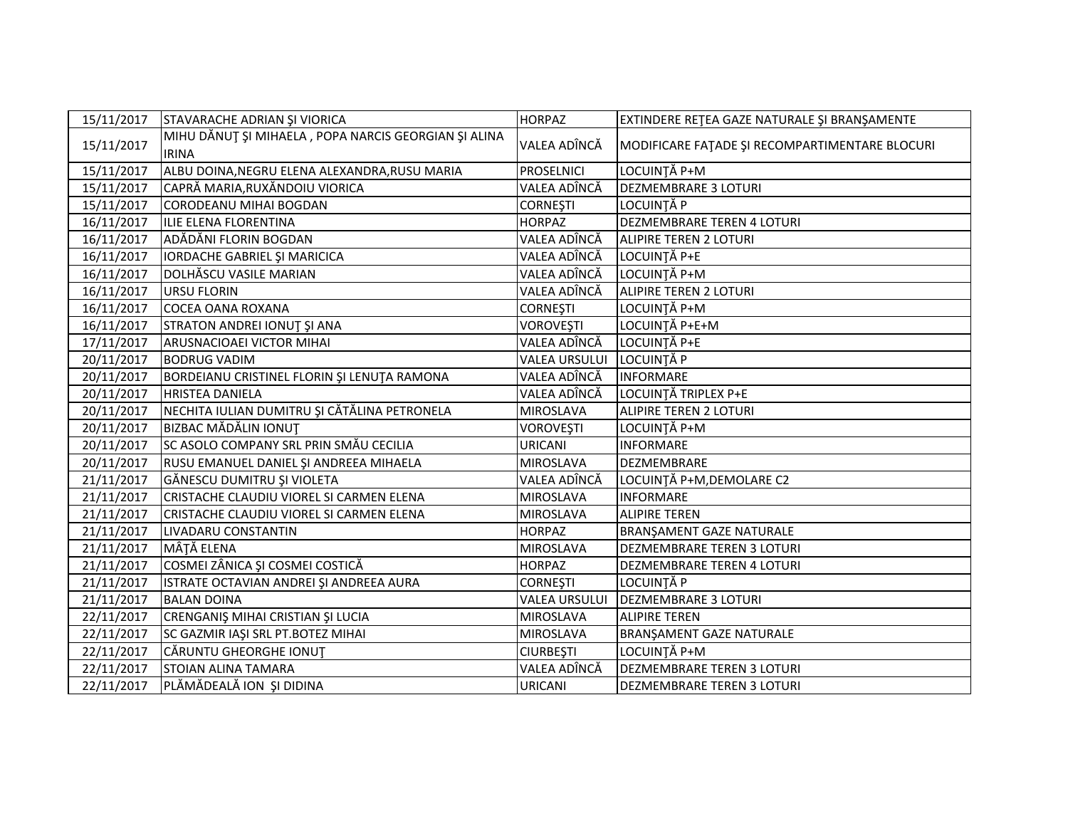| | | | |
|---|---|---|---|
| 15/11/2017 | STAVARACHE ADRIAN ŞI VIORICA | HORPAZ | EXTINDERE REŢEA GAZE NATURALE ŞI BRANŞAMENTE |
| 15/11/2017 | MIHU DĂNUŢ ŞI MIHAELA , POPA NARCIS GEORGIAN ŞI ALINA IRINA | VALEA ADÎNCĂ | MODIFICARE FAŢADE ŞI RECOMPARTIMENTARE BLOCURI |
| 15/11/2017 | ALBU DOINA,NEGRU ELENA ALEXANDRA,RUSU MARIA | PROSELNICI | LOCUINŢĂ P+M |
| 15/11/2017 | CAPRĂ MARIA,RUXĂNDOIU VIORICA | VALEA ADÎNCĂ | DEZMEMBRARE 3 LOTURI |
| 15/11/2017 | CORODEANU MIHAI BOGDAN | CORNEŞTI | LOCUINŢĂ P |
| 16/11/2017 | ILIE ELENA FLORENTINA | HORPAZ | DEZMEMBRARE TEREN 4 LOTURI |
| 16/11/2017 | ADĂDĂNI FLORIN BOGDAN | VALEA ADÎNCĂ | ALIPIRE TEREN 2 LOTURI |
| 16/11/2017 | IORDACHE GABRIEL ŞI MARICICA | VALEA ADÎNCĂ | LOCUINŢĂ P+E |
| 16/11/2017 | DOLHĂSCU VASILE MARIAN | VALEA ADÎNCĂ | LOCUINŢĂ P+M |
| 16/11/2017 | URSU FLORIN | VALEA ADÎNCĂ | ALIPIRE TEREN 2 LOTURI |
| 16/11/2017 | COCEA OANA ROXANA | CORNEŞTI | LOCUINŢĂ P+M |
| 16/11/2017 | STRATON ANDREI IONUŢ ŞI ANA | VOROVEŞTI | LOCUINŢĂ P+E+M |
| 17/11/2017 | ARUSNACIOAEI VICTOR MIHAI | VALEA ADÎNCĂ | LOCUINŢĂ P+E |
| 20/11/2017 | BODRUG VADIM | VALEA URSULUI | LOCUINŢĂ P |
| 20/11/2017 | BORDEIANU CRISTINEL FLORIN ŞI LENUŢA RAMONA | VALEA ADÎNCĂ | INFORMARE |
| 20/11/2017 | HRISTEA DANIELA | VALEA ADÎNCĂ | LOCUINŢĂ TRIPLEX P+E |
| 20/11/2017 | NECHITA IULIAN DUMITRU ŞI CĂTĂLINA PETRONELA | MIROSLAVA | ALIPIRE TEREN 2 LOTURI |
| 20/11/2017 | BIZBAC MĂDĂLIN IONUŢ | VOROVEŞTI | LOCUINŢĂ P+M |
| 20/11/2017 | SC ASOLO COMPANY SRL PRIN SMĂU CECILIA | URICANI | INFORMARE |
| 20/11/2017 | RUSU EMANUEL DANIEL ŞI ANDREEA MIHAELA | MIROSLAVA | DEZMEMBRARE |
| 21/11/2017 | GĂNESCU DUMITRU ŞI VIOLETA | VALEA ADÎNCĂ | LOCUINŢĂ P+M,DEMOLARE C2 |
| 21/11/2017 | CRISTACHE CLAUDIU VIOREL SI CARMEN ELENA | MIROSLAVA | INFORMARE |
| 21/11/2017 | CRISTACHE CLAUDIU VIOREL SI CARMEN ELENA | MIROSLAVA | ALIPIRE TEREN |
| 21/11/2017 | LIVADARU CONSTANTIN | HORPAZ | BRANŞAMENT GAZE NATURALE |
| 21/11/2017 | MÂŢĂ ELENA | MIROSLAVA | DEZMEMBRARE TEREN 3 LOTURI |
| 21/11/2017 | COSMEI ZÂNICA ŞI COSMEI COSTICĂ | HORPAZ | DEZMEMBRARE TEREN 4 LOTURI |
| 21/11/2017 | ISTRATE OCTAVIAN ANDREI ŞI ANDREEA AURA | CORNEŞTI | LOCUINŢĂ P |
| 21/11/2017 | BALAN DOINA | VALEA URSULUI | DEZMEMBRARE 3 LOTURI |
| 22/11/2017 | CRENGANIŞ MIHAI CRISTIAN ŞI LUCIA | MIROSLAVA | ALIPIRE TEREN |
| 22/11/2017 | SC GAZMIR IAŞI SRL PT.BOTEZ MIHAI | MIROSLAVA | BRANŞAMENT GAZE NATURALE |
| 22/11/2017 | CĂRUNTU GHEORGHE IONUŢ | CIURBEŞTI | LOCUINŢĂ P+M |
| 22/11/2017 | STOIAN ALINA TAMARA | VALEA ADÎNCĂ | DEZMEMBRARE TEREN 3 LOTURI |
| 22/11/2017 | PLĂMĂDEALĂ ION ŞI DIDINA | URICANI | DEZMEMBRARE TEREN 3 LOTURI |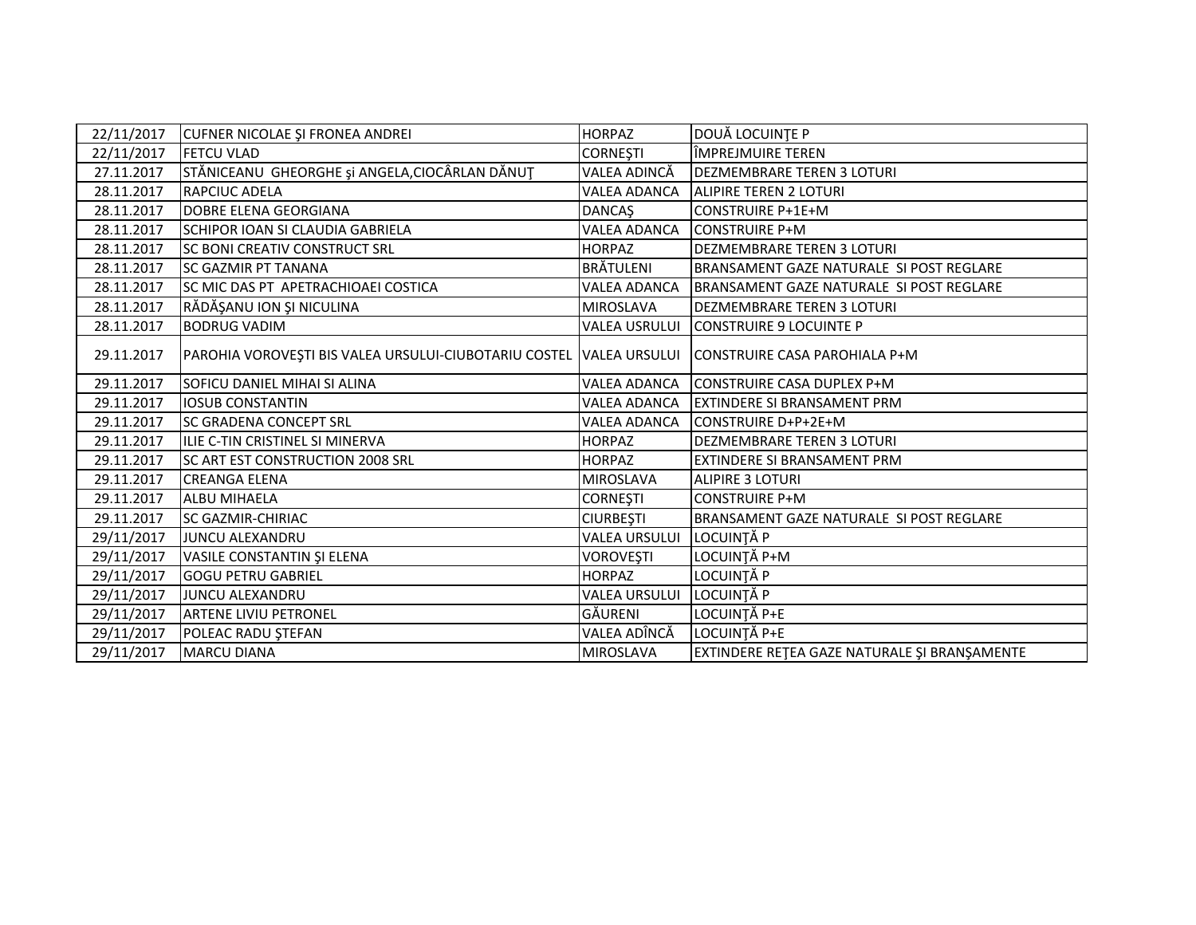| | | | |
|---|---|---|---|
| 22/11/2017 | CUFNER NICOLAE ŞI FRONEA ANDREI | HORPAZ | DOUĂ LOCUINŢE P |
| 22/11/2017 | FETCU VLAD | CORNEŞTI | ÎMPREJMUIRE TEREN |
| 27.11.2017 | STĂNICEANU GHEORGHE şi ANGELA,CIOCÂRLAN DĂNUŢ | VALEA ADINCĂ | DEZMEMBRARE TEREN 3 LOTURI |
| 28.11.2017 | RAPCIUC ADELA | VALEA ADANCA | ALIPIRE TEREN 2 LOTURI |
| 28.11.2017 | DOBRE ELENA GEORGIANA | DANCAŞ | CONSTRUIRE P+1E+M |
| 28.11.2017 | SCHIPOR IOAN SI CLAUDIA GABRIELA | VALEA ADANCA | CONSTRUIRE P+M |
| 28.11.2017 | SC BONI CREATIV CONSTRUCT SRL | HORPAZ | DEZMEMBRARE TEREN 3 LOTURI |
| 28.11.2017 | SC GAZMIR PT TANANA | BRĂTULENI | BRANSAMENT GAZE NATURALE SI POST REGLARE |
| 28.11.2017 | SC MIC DAS PT APETRACHIOAEI COSTICA | VALEA ADANCA | BRANSAMENT GAZE NATURALE SI POST REGLARE |
| 28.11.2017 | RĂDĂŞANU ION ŞI NICULINA | MIROSLAVA | DEZMEMBRARE TEREN 3 LOTURI |
| 28.11.2017 | BODRUG VADIM | VALEA USRULUI | CONSTRUIRE 9 LOCUINTE P |
| 29.11.2017 | PAROHIA VOROVEŞTI BIS VALEA URSULUI-CIUBOTARIU COSTEL | VALEA URSULUI | CONSTRUIRE CASA PAROHIALA P+M |
| 29.11.2017 | SOFICU DANIEL MIHAI SI ALINA | VALEA ADANCA | CONSTRUIRE CASA DUPLEX P+M |
| 29.11.2017 | IOSUB CONSTANTIN | VALEA ADANCA | EXTINDERE SI BRANSAMENT PRM |
| 29.11.2017 | SC GRADENA CONCEPT SRL | VALEA ADANCA | CONSTRUIRE D+P+2E+M |
| 29.11.2017 | ILIE C-TIN CRISTINEL SI MINERVA | HORPAZ | DEZMEMBRARE TEREN 3 LOTURI |
| 29.11.2017 | SC ART EST CONSTRUCTION 2008 SRL | HORPAZ | EXTINDERE SI BRANSAMENT PRM |
| 29.11.2017 | CREANGA ELENA | MIROSLAVA | ALIPIRE 3 LOTURI |
| 29.11.2017 | ALBU MIHAELA | CORNEŞTI | CONSTRUIRE P+M |
| 29.11.2017 | SC GAZMIR-CHIRIAC | CIURBEŞTI | BRANSAMENT GAZE NATURALE SI POST REGLARE |
| 29/11/2017 | JUNCU ALEXANDRU | VALEA URSULUI | LOCUINŢĂ P |
| 29/11/2017 | VASILE CONSTANTIN ŞI ELENA | VOROVEŞTI | LOCUINŢĂ P+M |
| 29/11/2017 | GOGU PETRU GABRIEL | HORPAZ | LOCUINŢĂ P |
| 29/11/2017 | JUNCU ALEXANDRU | VALEA URSULUI | LOCUINŢĂ P |
| 29/11/2017 | ARTENE LIVIU PETRONEL | GĂURENI | LOCUINŢĂ P+E |
| 29/11/2017 | POLEAC RADU ŞTEFAN | VALEA ADÎNCĂ | LOCUINŢĂ P+E |
| 29/11/2017 | MARCU DIANA | MIROSLAVA | EXTINDERE REŢEA GAZE NATURALE ŞI BRANŞAMENTE |